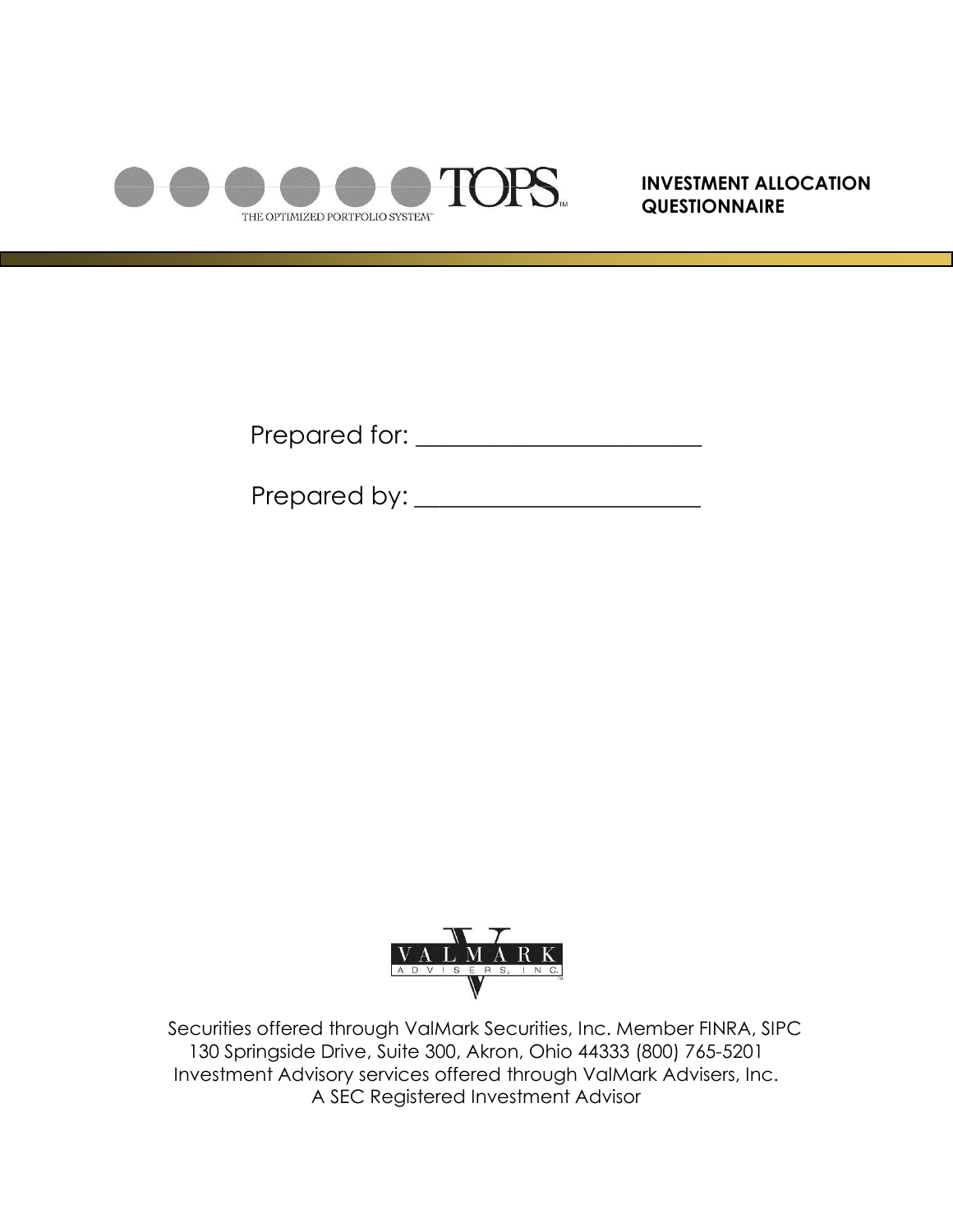TOPS™

THE OPTIMIZED PORTFOLIO SYSTEM™

# INVESTMENT ALLOCATION QUESTIONNAIRE

Prepared for: ________________________

Prepared by: ________________________

VALMARK ADVISERS, INC.

Securities offered through ValMark Securities, Inc. Member FINRA, SIPC
130 Springside Drive, Suite 300, Akron, Ohio 44333 (800) 765-5201
Investment Advisory services offered through ValMark Advisers, Inc.
A SEC Registered Investment Advisor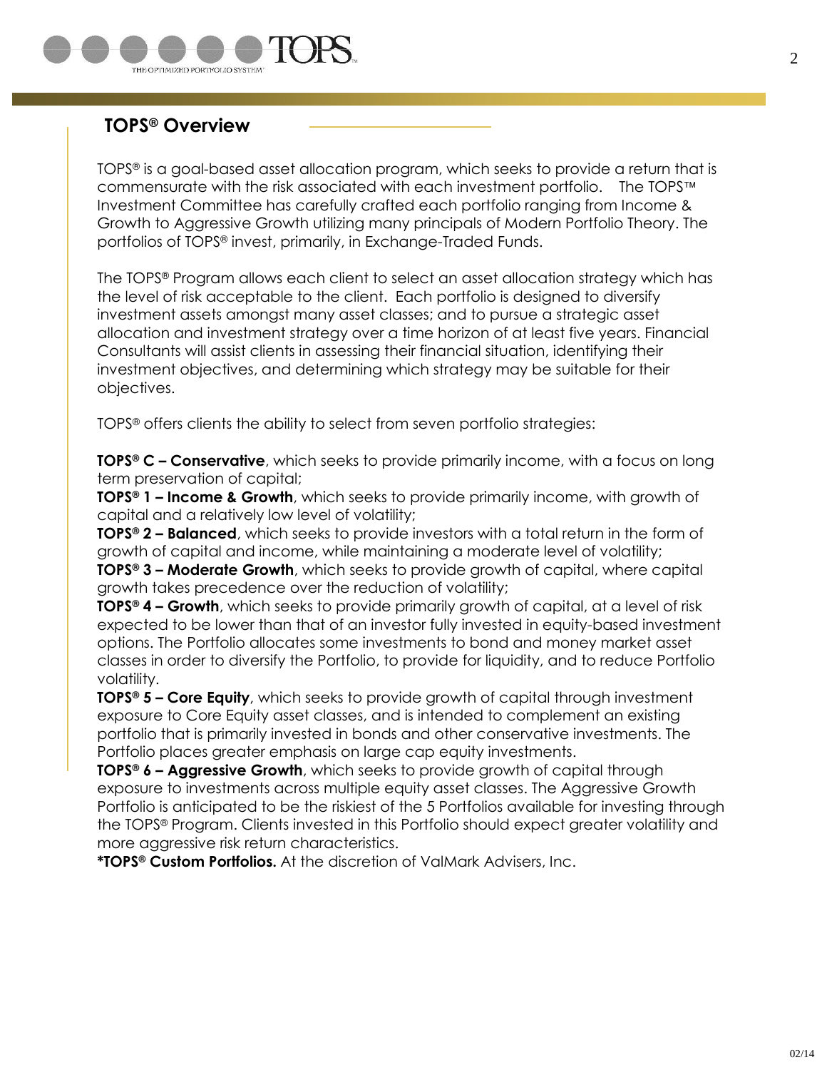## TOPS® Overview

TOPS® is a goal-based asset allocation program, which seeks to provide a return that is commensurate with the risk associated with each investment portfolio.   The TOPS™ Investment Committee has carefully crafted each portfolio ranging from Income & Growth to Aggressive Growth utilizing many principals of Modern Portfolio Theory. The portfolios of TOPS® invest, primarily, in Exchange-Traded Funds.

The TOPS® Program allows each client to select an asset allocation strategy which has the level of risk acceptable to the client.  Each portfolio is designed to diversify investment assets amongst many asset classes; and to pursue a strategic asset allocation and investment strategy over a time horizon of at least five years. Financial Consultants will assist clients in assessing their financial situation, identifying their investment objectives, and determining which strategy may be suitable for their objectives.

TOPS® offers clients the ability to select from seven portfolio strategies:

**TOPS® C – Conservative**, which seeks to provide primarily income, with a focus on long term preservation of capital;
**TOPS® 1 – Income & Growth**, which seeks to provide primarily income, with growth of capital and a relatively low level of volatility;
**TOPS® 2 – Balanced**, which seeks to provide investors with a total return in the form of growth of capital and income, while maintaining a moderate level of volatility;
**TOPS® 3 – Moderate Growth**, which seeks to provide growth of capital, where capital growth takes precedence over the reduction of volatility;
**TOPS® 4 – Growth**, which seeks to provide primarily growth of capital, at a level of risk expected to be lower than that of an investor fully invested in equity-based investment options. The Portfolio allocates some investments to bond and money market asset classes in order to diversify the Portfolio, to provide for liquidity, and to reduce Portfolio volatility.
**TOPS® 5 – Core Equity**, which seeks to provide growth of capital through investment exposure to Core Equity asset classes, and is intended to complement an existing portfolio that is primarily invested in bonds and other conservative investments. The Portfolio places greater emphasis on large cap equity investments.
**TOPS® 6 – Aggressive Growth**, which seeks to provide growth of capital through exposure to investments across multiple equity asset classes. The Aggressive Growth Portfolio is anticipated to be the riskiest of the 5 Portfolios available for investing through the TOPS® Program. Clients invested in this Portfolio should expect greater volatility and more aggressive risk return characteristics.
***TOPS® Custom Portfolios.** At the discretion of ValMark Advisers, Inc.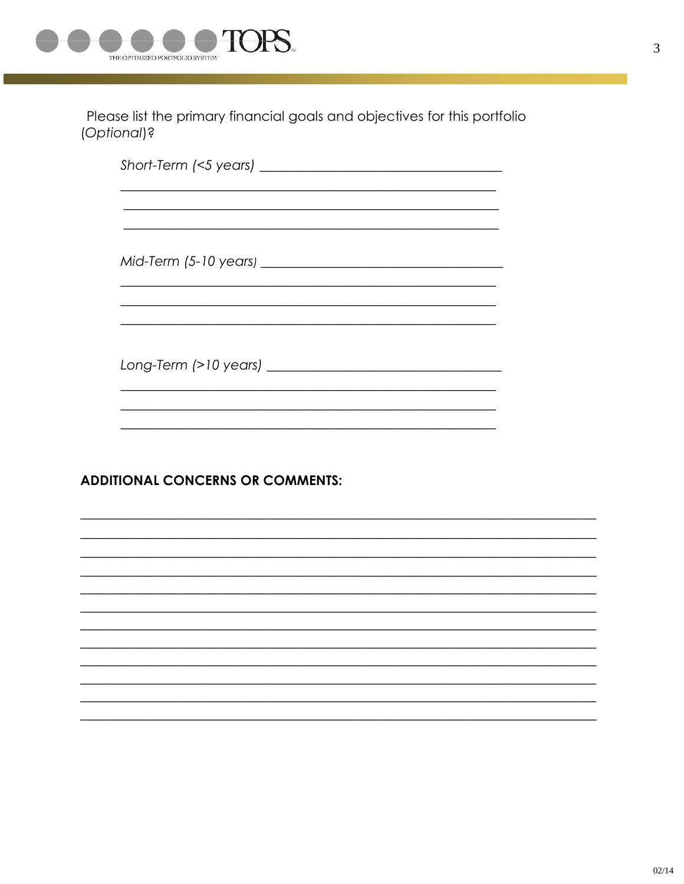Please list the primary financial goals and objectives for this portfolio (*Optional*)?

*Short-Term (<5 years)* ___________________________________

___________________________________________________

___________________________________________________

___________________________________________________

*Mid-Term (5-10 years)* ___________________________________

___________________________________________________

___________________________________________________

___________________________________________________

*Long-Term (>10 years)* ___________________________________

___________________________________________________

___________________________________________________

___________________________________________________

**ADDITIONAL CONCERNS OR COMMENTS:**

_______________________________________________________________

_______________________________________________________________

_______________________________________________________________

_______________________________________________________________

_______________________________________________________________

_______________________________________________________________

_______________________________________________________________

_______________________________________________________________

_______________________________________________________________

_______________________________________________________________

_______________________________________________________________

_______________________________________________________________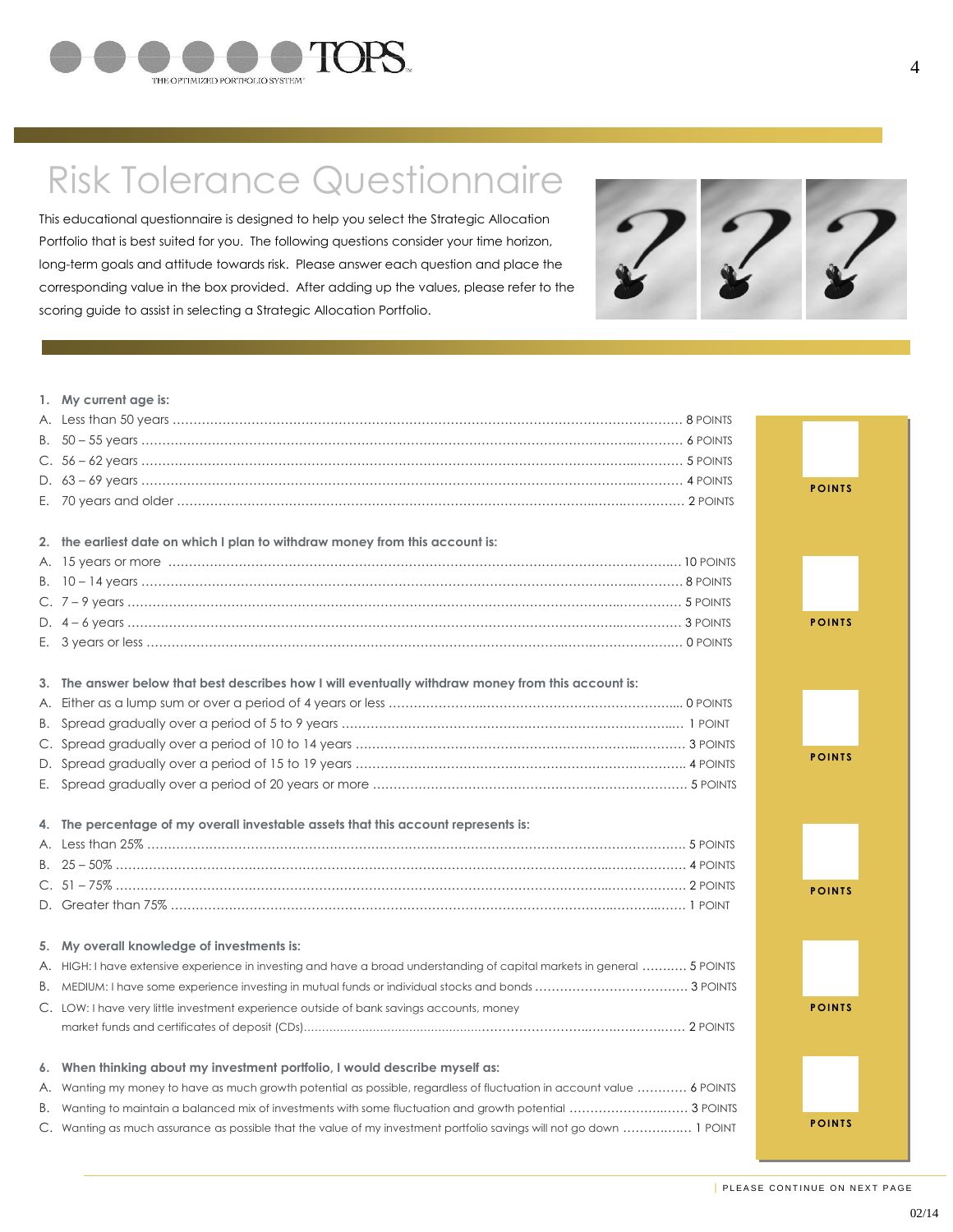# Risk Tolerance Questionnaire

This educational questionnaire is designed to help you select the Strategic Allocation Portfolio that is best suited for you. The following questions consider your time horizon, long-term goals and attitude towards risk. Please answer each question and place the corresponding value in the box provided. After adding up the values, please refer to the scoring guide to assist in selecting a Strategic Allocation Portfolio.

**1. My current age is:**

A. Less than 50 years ........ 8 POINTS
B. 50 – 55 years ........ 6 POINTS
C. 56 – 62 years ........ 5 POINTS
D. 63 – 69 years ........ 4 POINTS
E. 70 years and older ........ 2 POINTS

POINTS

**2. the earliest date on which I plan to withdraw money from this account is:**

A. 15 years or more ........ 10 POINTS
B. 10 – 14 years ........ 8 POINTS
C. 7 – 9 years ........ 5 POINTS
D. 4 – 6 years ........ 3 POINTS
E. 3 years or less ........ 0 POINTS

POINTS

**3. The answer below that best describes how I will eventually withdraw money from this account is:**

A. Either as a lump sum or over a period of 4 years or less ........ 0 POINTS
B. Spread gradually over a period of 5 to 9 years ........ 1 POINT
C. Spread gradually over a period of 10 to 14 years ........ 3 POINTS
D. Spread gradually over a period of 15 to 19 years ........ 4 POINTS
E. Spread gradually over a period of 20 years or more ........ 5 POINTS

POINTS

**4. The percentage of my overall investable assets that this account represents is:**

A. Less than 25% ........ 5 POINTS
B. 25 – 50% ........ 4 POINTS
C. 51 – 75% ........ 2 POINTS
D. Greater than 75% ........ 1 POINT

POINTS

**5. My overall knowledge of investments is:**

A. HIGH: I have extensive experience in investing and have a broad understanding of capital markets in general ........ 5 POINTS
B. MEDIUM: I have some experience investing in mutual funds or individual stocks and bonds ........ 3 POINTS
C. LOW: I have very little investment experience outside of bank savings accounts, money market funds and certificates of deposit (CDs) ........ 2 POINTS

POINTS

**6. When thinking about my investment portfolio, I would describe myself as:**

A. Wanting my money to have as much growth potential as possible, regardless of fluctuation in account value ........ 6 POINTS
B. Wanting to maintain a balanced mix of investments with some fluctuation and growth potential ........ 3 POINTS
C. Wanting as much assurance as possible that the value of my investment portfolio savings will not go down ........ 1 POINT

POINTS

PLEASE CONTINUE ON NEXT PAGE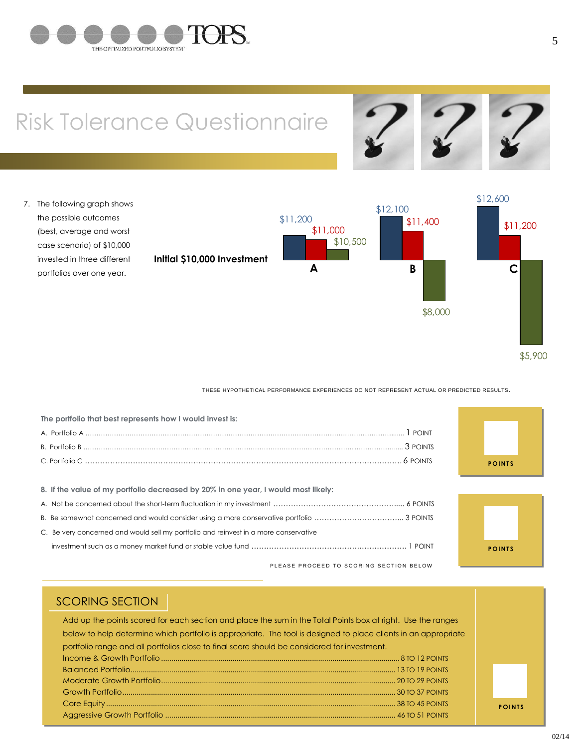# Risk Tolerance Questionnaire

7. The following graph shows the possible outcomes (best, average and worst case scenario) of $10,000 invested in three different portfolios over one year.

**Initial $10,000 Investment**

| Portfolio | Best | Average | Worst |
|---|---|---|---|
| A | $11,200 | $11,000 | $10,500 |
| B | $12,100 | $11,400 | $8,000 |
| C | $12,600 | $11,200 | $5,900 |

THESE HYPOTHETICAL PERFORMANCE EXPERIENCES DO NOT REPRESENT ACTUAL OR PREDICTED RESULTS.

**The portfolio that best represents how I would invest is:**

A. Portfolio A ........................................ 1 POINT

B. Portfolio B ........................................ 3 POINTS

C. Portfolio C ........................................ 6 POINTS

POINTS

**8. If the value of my portfolio decreased by 20% in one year, I would most likely:**

A. Not be concerned about the short-term fluctuation in my investment ........................................ 6 POINTS

B. Be somewhat concerned and would consider using a more conservative portfolio ........................................ 3 POINTS

C. Be very concerned and would sell my portfolio and reinvest in a more conservative investment such as a money market fund or stable value fund ........................................ 1 POINT

POINTS

PLEASE PROCEED TO SCORING SECTION BELOW

## SCORING SECTION

Add up the points scored for each section and place the sum in the Total Points box at right. Use the ranges below to help determine which portfolio is appropriate. The tool is designed to place clients in an appropriate portfolio range and all portfolios close to final score should be considered for investment.

Income & Growth Portfolio ........................................ 8 TO 12 POINTS

Balanced Portfolio ........................................ 13 TO 19 POINTS

Moderate Growth Portfolio ........................................ 20 TO 29 POINTS

Growth Portfolio ........................................ 30 TO 37 POINTS

Core Equity ........................................ 38 TO 45 POINTS

Aggressive Growth Portfolio ........................................ 46 TO 51 POINTS

POINTS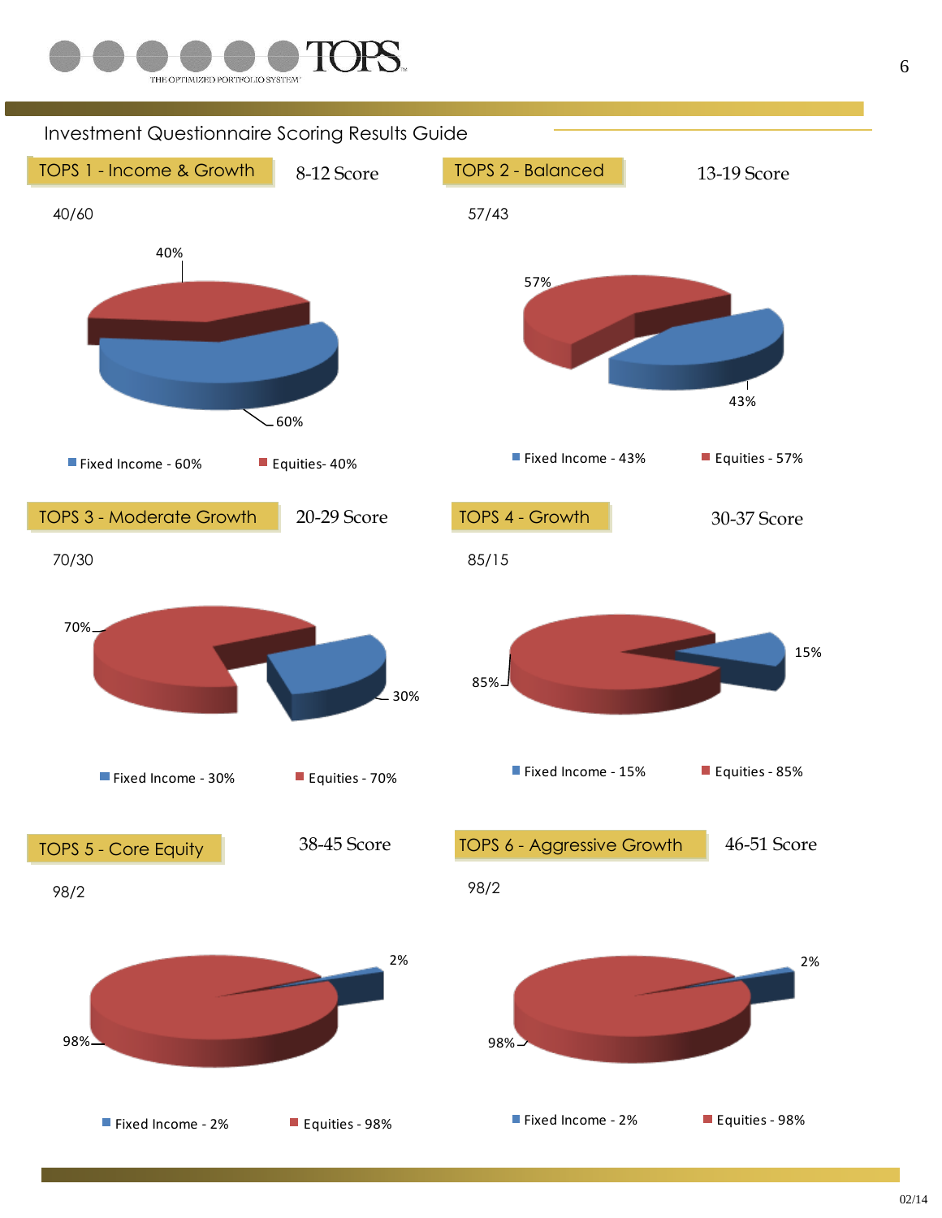# Investment Questionnaire Scoring Results Guide

## TOPS 1 - Income & Growth

8-12 Score

40/60

40%

60%

Fixed Income - 60%    Equities- 40%

## TOPS 2 - Balanced

13-19 Score

57/43

57%

43%

Fixed Income - 43%    Equities - 57%

## TOPS 3 - Moderate Growth

20-29 Score

70/30

70%

30%

Fixed Income - 30%    Equities - 70%

## TOPS 4 - Growth

30-37 Score

85/15

85%

15%

Fixed Income - 15%    Equities - 85%

## TOPS 5 - Core Equity

38-45 Score

98/2

2%

98%

Fixed Income - 2%    Equities - 98%

## TOPS 6 - Aggressive Growth

46-51 Score

98/2

2%

98%

Fixed Income - 2%    Equities - 98%

02/14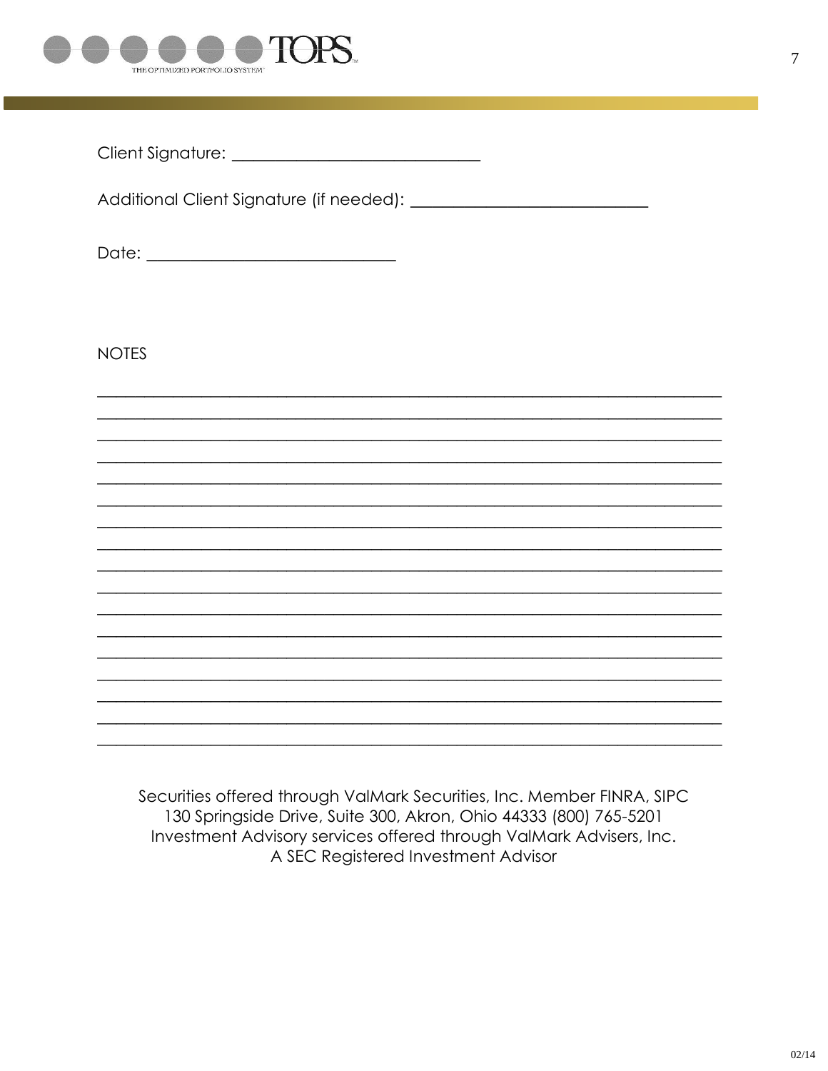Client Signature: ______________________________

Additional Client Signature (if needed): ____________________________

Date: ______________________________

NOTES

_____________________________________________________________________________
_____________________________________________________________________________
_____________________________________________________________________________
_____________________________________________________________________________
_____________________________________________________________________________
_____________________________________________________________________________
_____________________________________________________________________________
_____________________________________________________________________________
_____________________________________________________________________________
_____________________________________________________________________________
_____________________________________________________________________________
_____________________________________________________________________________
_____________________________________________________________________________
_____________________________________________________________________________
_____________________________________________________________________________
_____________________________________________________________________________
_____________________________________________________________________________

Securities offered through ValMark Securities, Inc. Member FINRA, SIPC
130 Springside Drive, Suite 300, Akron, Ohio 44333 (800) 765-5201
Investment Advisory services offered through ValMark Advisers, Inc.
A SEC Registered Investment Advisor